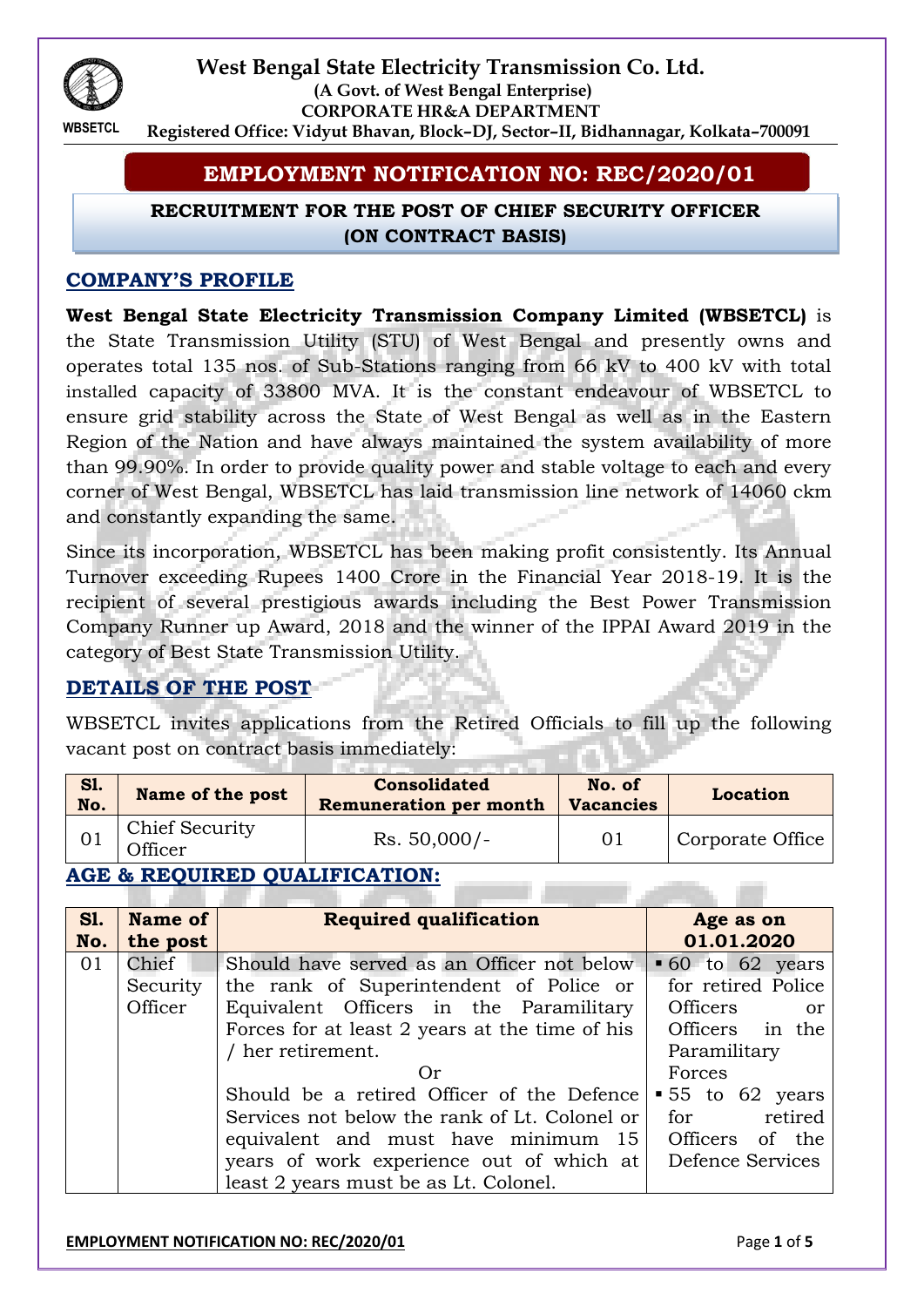# West Bengal State Electricity Transmission Co. Ltd.

**(A Govt. of West Bengal Enterprise)**
**CORPORATE HR&A DEPARTMENT**
**Registered Office: Vidyut Bhavan, Block–DJ, Sector–II, Bidhannagar, Kolkata–700091**

WBSETCL

## EMPLOYMENT NOTIFICATION NO: REC/2020/01

### RECRUITMENT FOR THE POST OF CHIEF SECURITY OFFICER (ON CONTRACT BASIS)

## COMPANY'S PROFILE

**West Bengal State Electricity Transmission Company Limited (WBSETCL)** is the State Transmission Utility (STU) of West Bengal and presently owns and operates total 135 nos. of Sub-Stations ranging from 66 kV to 400 kV with total installed capacity of 33800 MVA. It is the constant endeavour of WBSETCL to ensure grid stability across the State of West Bengal as well as in the Eastern Region of the Nation and have always maintained the system availability of more than 99.90%. In order to provide quality power and stable voltage to each and every corner of West Bengal, WBSETCL has laid transmission line network of 14060 ckm and constantly expanding the same.

Since its incorporation, WBSETCL has been making profit consistently. Its Annual Turnover exceeding Rupees 1400 Crore in the Financial Year 2018-19. It is the recipient of several prestigious awards including the Best Power Transmission Company Runner up Award, 2018 and the winner of the IPPAI Award 2019 in the category of Best State Transmission Utility.

## DETAILS OF THE POST

WBSETCL invites applications from the Retired Officials to fill up the following vacant post on contract basis immediately:

| Sl. No. | Name of the post | Consolidated Remuneration per month | No. of Vacancies | Location |
|---|---|---|---|---|
| 01 | Chief Security Officer | Rs. 50,000/- | 01 | Corporate Office |

## AGE & REQUIRED QUALIFICATION:

| Sl. No. | Name of the post | Required qualification | Age as on 01.01.2020 |
|---|---|---|---|
| 01 | Chief Security Officer | Should have served as an Officer not below the rank of Superintendent of Police or Equivalent Officers in the Paramilitary Forces for at least 2 years at the time of his / her retirement.<br>Or<br>Should be a retired Officer of the Defence Services not below the rank of Lt. Colonel or equivalent and must have minimum 15 years of work experience out of which at least 2 years must be as Lt. Colonel. | ▪ 60 to 62 years for retired Police Officers or Officers in the Paramilitary Forces<br>▪ 55 to 62 years for retired Officers of the Defence Services |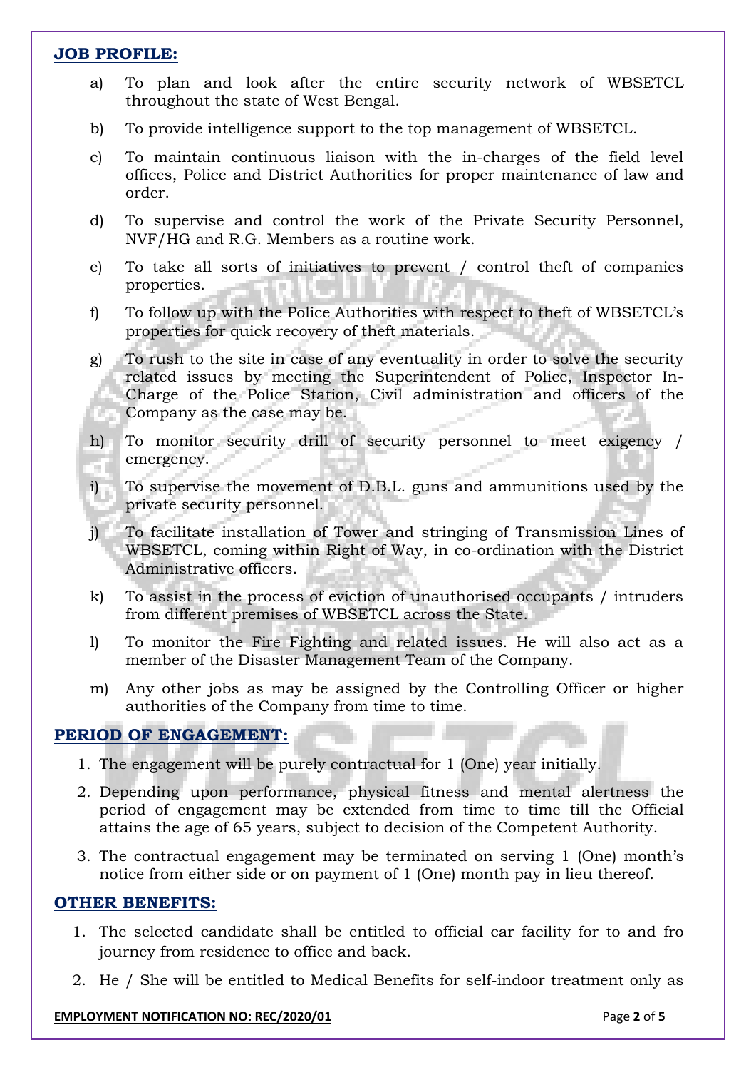## JOB PROFILE:

a) To plan and look after the entire security network of WBSETCL throughout the state of West Bengal.

b) To provide intelligence support to the top management of WBSETCL.

c) To maintain continuous liaison with the in-charges of the field level offices, Police and District Authorities for proper maintenance of law and order.

d) To supervise and control the work of the Private Security Personnel, NVF/HG and R.G. Members as a routine work.

e) To take all sorts of initiatives to prevent / control theft of companies properties.

f) To follow up with the Police Authorities with respect to theft of WBSETCL's properties for quick recovery of theft materials.

g) To rush to the site in case of any eventuality in order to solve the security related issues by meeting the Superintendent of Police, Inspector In-Charge of the Police Station, Civil administration and officers of the Company as the case may be.

h) To monitor security drill of security personnel to meet exigency / emergency.

i) To supervise the movement of D.B.L. guns and ammunitions used by the private security personnel.

j) To facilitate installation of Tower and stringing of Transmission Lines of WBSETCL, coming within Right of Way, in co-ordination with the District Administrative officers.

k) To assist in the process of eviction of unauthorised occupants / intruders from different premises of WBSETCL across the State.

l) To monitor the Fire Fighting and related issues. He will also act as a member of the Disaster Management Team of the Company.

m) Any other jobs as may be assigned by the Controlling Officer or higher authorities of the Company from time to time.

## PERIOD OF ENGAGEMENT:

1. The engagement will be purely contractual for 1 (One) year initially.
2. Depending upon performance, physical fitness and mental alertness the period of engagement may be extended from time to time till the Official attains the age of 65 years, subject to decision of the Competent Authority.
3. The contractual engagement may be terminated on serving 1 (One) month's notice from either side or on payment of 1 (One) month pay in lieu thereof.

## OTHER BENEFITS:

1. The selected candidate shall be entitled to official car facility for to and fro journey from residence to office and back.
2. He / She will be entitled to Medical Benefits for self-indoor treatment only as

EMPLOYMENT NOTIFICATION NO: REC/2020/01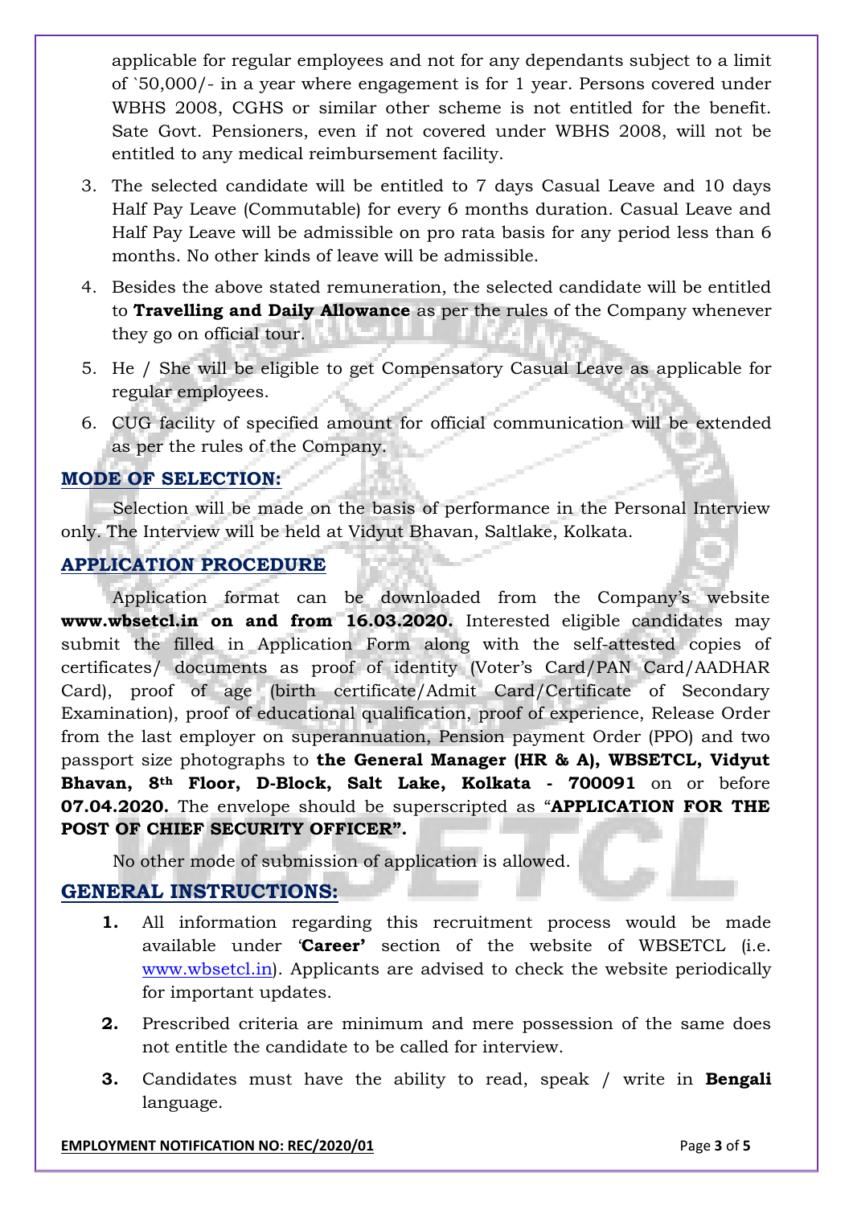applicable for regular employees and not for any dependants subject to a limit of `50,000/- in a year where engagement is for 1 year. Persons covered under WBHS 2008, CGHS or similar other scheme is not entitled for the benefit. Sate Govt. Pensioners, even if not covered under WBHS 2008, will not be entitled to any medical reimbursement facility.

3. The selected candidate will be entitled to 7 days Casual Leave and 10 days Half Pay Leave (Commutable) for every 6 months duration. Casual Leave and Half Pay Leave will be admissible on pro rata basis for any period less than 6 months. No other kinds of leave will be admissible.
4. Besides the above stated remuneration, the selected candidate will be entitled to **Travelling and Daily Allowance** as per the rules of the Company whenever they go on official tour.
5. He / She will be eligible to get Compensatory Casual Leave as applicable for regular employees.
6. CUG facility of specified amount for official communication will be extended as per the rules of the Company.

## MODE OF SELECTION:

Selection will be made on the basis of performance in the Personal Interview only. The Interview will be held at Vidyut Bhavan, Saltlake, Kolkata.

## APPLICATION PROCEDURE

Application format can be downloaded from the Company's website **www.wbsetcl.in on and from 16.03.2020.** Interested eligible candidates may submit the filled in Application Form along with the self-attested copies of certificates/ documents as proof of identity (Voter's Card/PAN Card/AADHAR Card), proof of age (birth certificate/Admit Card/Certificate of Secondary Examination), proof of educational qualification, proof of experience, Release Order from the last employer on superannuation, Pension payment Order (PPO) and two passport size photographs to **the General Manager (HR & A), WBSETCL, Vidyut Bhavan, 8th Floor, D-Block, Salt Lake, Kolkata - 700091** on or before **07.04.2020.** The envelope should be superscripted as "**APPLICATION FOR THE POST OF CHIEF SECURITY OFFICER".**

No other mode of submission of application is allowed.

## GENERAL INSTRUCTIONS:

1. All information regarding this recruitment process would be made available under '**Career'** section of the website of WBSETCL (i.e. www.wbsetcl.in). Applicants are advised to check the website periodically for important updates.
2. Prescribed criteria are minimum and mere possession of the same does not entitle the candidate to be called for interview.
3. Candidates must have the ability to read, speak / write in **Bengali** language.

**EMPLOYMENT NOTIFICATION NO: REC/2020/01**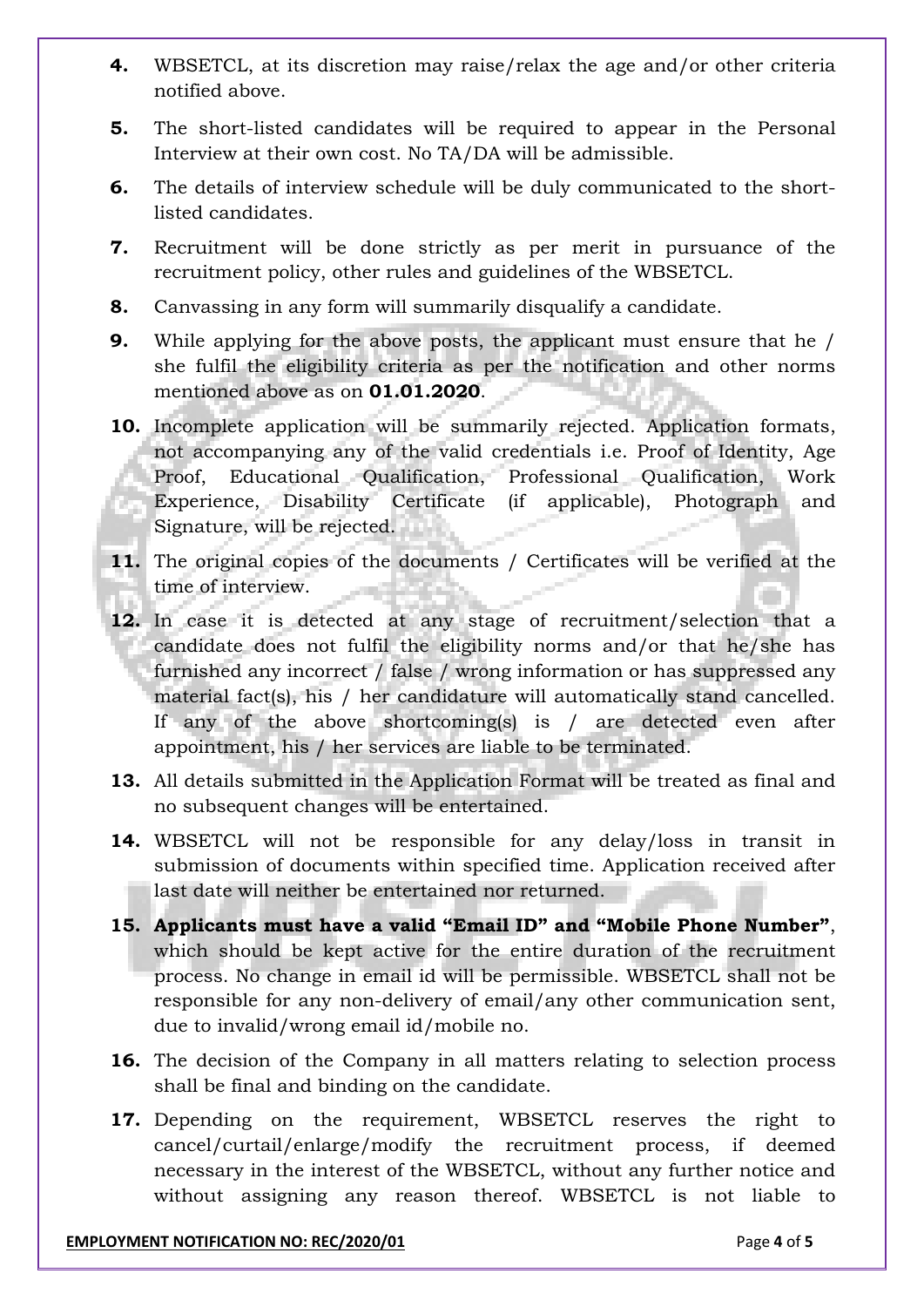4. WBSETCL, at its discretion may raise/relax the age and/or other criteria notified above.

5. The short-listed candidates will be required to appear in the Personal Interview at their own cost. No TA/DA will be admissible.

6. The details of interview schedule will be duly communicated to the short-listed candidates.

7. Recruitment will be done strictly as per merit in pursuance of the recruitment policy, other rules and guidelines of the WBSETCL.

8. Canvassing in any form will summarily disqualify a candidate.

9. While applying for the above posts, the applicant must ensure that he / she fulfil the eligibility criteria as per the notification and other norms mentioned above as on **01.01.2020**.

10. Incomplete application will be summarily rejected. Application formats, not accompanying any of the valid credentials i.e. Proof of Identity, Age Proof, Educational Qualification, Professional Qualification, Work Experience, Disability Certificate (if applicable), Photograph and Signature, will be rejected.

11. The original copies of the documents / Certificates will be verified at the time of interview.

12. In case it is detected at any stage of recruitment/selection that a candidate does not fulfil the eligibility norms and/or that he/she has furnished any incorrect / false / wrong information or has suppressed any material fact(s), his / her candidature will automatically stand cancelled. If any of the above shortcoming(s) is / are detected even after appointment, his / her services are liable to be terminated.

13. All details submitted in the Application Format will be treated as final and no subsequent changes will be entertained.

14. WBSETCL will not be responsible for any delay/loss in transit in submission of documents within specified time. Application received after last date will neither be entertained nor returned.

15. **Applicants must have a valid "Email ID" and "Mobile Phone Number"**, which should be kept active for the entire duration of the recruitment process. No change in email id will be permissible. WBSETCL shall not be responsible for any non-delivery of email/any other communication sent, due to invalid/wrong email id/mobile no.

16. The decision of the Company in all matters relating to selection process shall be final and binding on the candidate.

17. Depending on the requirement, WBSETCL reserves the right to cancel/curtail/enlarge/modify the recruitment process, if deemed necessary in the interest of the WBSETCL, without any further notice and without assigning any reason thereof. WBSETCL is not liable to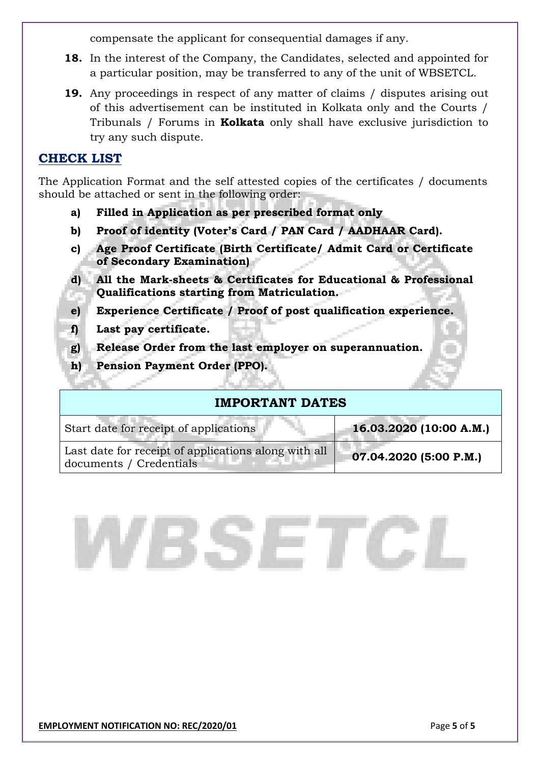compensate the applicant for consequential damages if any.

18. In the interest of the Company, the Candidates, selected and appointed for a particular position, may be transferred to any of the unit of WBSETCL.

19. Any proceedings in respect of any matter of claims / disputes arising out of this advertisement can be instituted in Kolkata only and the Courts / Tribunals / Forums in **Kolkata** only shall have exclusive jurisdiction to try any such dispute.

## CHECK LIST

The Application Format and the self attested copies of the certificates / documents should be attached or sent in the following order:

- **a) Filled in Application as per prescribed format only**
- **b) Proof of identity (Voter's Card / PAN Card / AADHAAR Card).**
- **c) Age Proof Certificate (Birth Certificate/ Admit Card or Certificate of Secondary Examination)**
- **d) All the Mark-sheets & Certificates for Educational & Professional Qualifications starting from Matriculation.**
- **e) Experience Certificate / Proof of post qualification experience.**
- **f) Last pay certificate.**
- **g) Release Order from the last employer on superannuation.**
- **h) Pension Payment Order (PPO).**

| IMPORTANT DATES | |
|---|---|
| Start date for receipt of applications | **16.03.2020 (10:00 A.M.)** |
| Last date for receipt of applications along with all documents / Credentials | **07.04.2020 (5:00 P.M.)** |

**EMPLOYMENT NOTIFICATION NO: REC/2020/01**